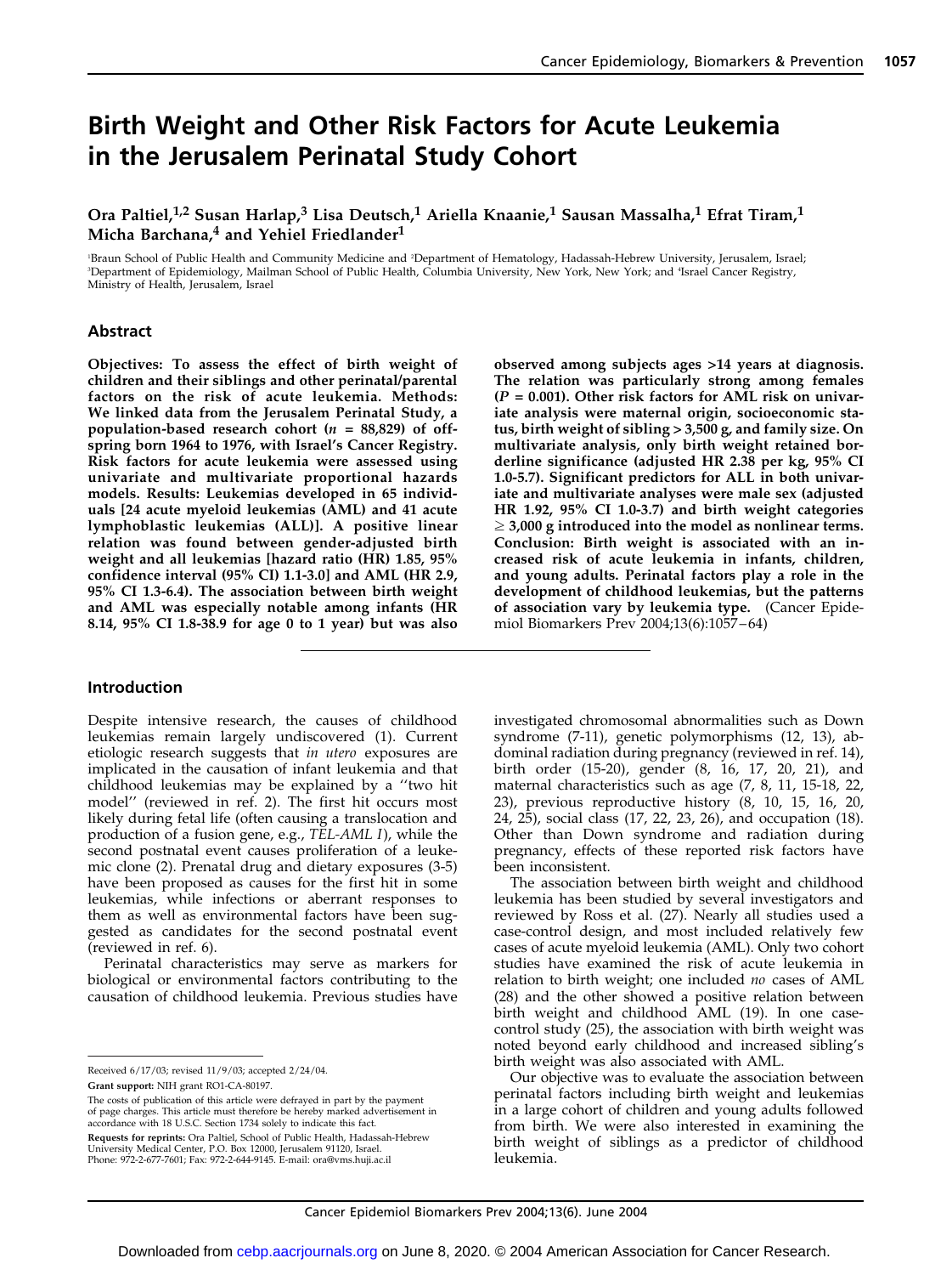# Birth Weight and Other Risk Factors for Acute Leukemia in the Jerusalem Perinatal Study Cohort

**Ora Paltiel,[1,2] Susan Harlap,[3] Lisa Deutsch,[1] Ariella Knaanie,[1] Sausan Massalha,[1] Efrat Tiram,[1] Micha Barchana,[4] and Yehiel Friedlander[1]**

[1]Braun School of Public Health and Community Medicine and [2]Department of Hematology, Hadassah-Hebrew University, Jerusalem, Israel; [3]Department of Epidemiology, Mailman School of Public Health, Columbia University, New York, New York; and [4]Israel Cancer Registry, Ministry of Health, Jerusalem, Israel

## Abstract

**Objectives: To assess the effect of birth weight of children and their siblings and other perinatal/parental factors on the risk of acute leukemia. Methods: We linked data from the Jerusalem Perinatal Study, a population-based research cohort (*n* = 88,829) of offspring born 1964 to 1976, with Israel's Cancer Registry. Risk factors for acute leukemia were assessed using univariate and multivariate proportional hazards models. Results: Leukemias developed in 65 individuals [24 acute myeloid leukemias (AML) and 41 acute lymphoblastic leukemias (ALL)]. A positive linear relation was found between gender-adjusted birth weight and all leukemias [hazard ratio (HR) 1.85, 95% confidence interval (95% CI) 1.1-3.0] and AML (HR 2.9, 95% CI 1.3-6.4). The association between birth weight and AML was especially notable among infants (HR 8.14, 95% CI 1.8-38.9 for age 0 to 1 year) but was also observed among subjects ages >14 years at diagnosis. The relation was particularly strong among females (*P* = 0.001). Other risk factors for AML risk on univariate analysis were maternal origin, socioeconomic status, birth weight of sibling > 3,500 g, and family size. On multivariate analysis, only birth weight retained borderline significance (adjusted HR 2.38 per kg, 95% CI 1.0-5.7). Significant predictors for ALL in both univariate and multivariate analyses were male sex (adjusted HR 1.92, 95% CI 1.0-3.7) and birth weight categories ≥ 3,000 g introduced into the model as nonlinear terms. Conclusion: Birth weight is associated with an increased risk of acute leukemia in infants, children, and young adults. Perinatal factors play a role in the development of childhood leukemias, but the patterns of association vary by leukemia type.** (Cancer Epidemiol Biomarkers Prev 2004;13(6):1057–64)

## Introduction

Despite intensive research, the causes of childhood leukemias remain largely undiscovered (1). Current etiologic research suggests that *in utero* exposures are implicated in the causation of infant leukemia and that childhood leukemias may be explained by a "two hit model" (reviewed in ref. 2). The first hit occurs most likely during fetal life (often causing a translocation and production of a fusion gene, e.g., *TEL-AML I*), while the second postnatal event causes proliferation of a leukemic clone (2). Prenatal drug and dietary exposures (3-5) have been proposed as causes for the first hit in some leukemias, while infections or aberrant responses to them as well as environmental factors have been suggested as candidates for the second postnatal event (reviewed in ref. 6).

Perinatal characteristics may serve as markers for biological or environmental factors contributing to the causation of childhood leukemia. Previous studies have investigated chromosomal abnormalities such as Down syndrome (7-11), genetic polymorphisms (12, 13), abdominal radiation during pregnancy (reviewed in ref. 14), birth order (15-20), gender (8, 16, 17, 20, 21), and maternal characteristics such as age (7, 8, 11, 15-18, 22, 23), previous reproductive history (8, 10, 15, 16, 20, 24, 25), social class (17, 22, 23, 26), and occupation (18). Other than Down syndrome and radiation during pregnancy, effects of these reported risk factors have been inconsistent.

The association between birth weight and childhood leukemia has been studied by several investigators and reviewed by Ross et al. (27). Nearly all studies used a case-control design, and most included relatively few cases of acute myeloid leukemia (AML). Only two cohort studies have examined the risk of acute leukemia in relation to birth weight; one included *no* cases of AML (28) and the other showed a positive relation between birth weight and childhood AML (19). In one case-control study (25), the association with birth weight was noted beyond early childhood and increased sibling's birth weight was also associated with AML.

Our objective was to evaluate the association between perinatal factors including birth weight and leukemias in a large cohort of children and young adults followed from birth. We were also interested in examining the birth weight of siblings as a predictor of childhood leukemia.

Received 6/17/03; revised 11/9/03; accepted 2/24/04.

**Grant support:** NIH grant RO1-CA-80197.

The costs of publication of this article were defrayed in part by the payment of page charges. This article must therefore be hereby marked advertisement in accordance with 18 U.S.C. Section 1734 solely to indicate this fact.

**Requests for reprints:** Ora Paltiel, School of Public Health, Hadassah-Hebrew University Medical Center, P.O. Box 12000, Jerusalem 91120, Israel. Phone: 972-2-677-7601; Fax: 972-2-644-9145. E-mail: ora@vms.huji.ac.il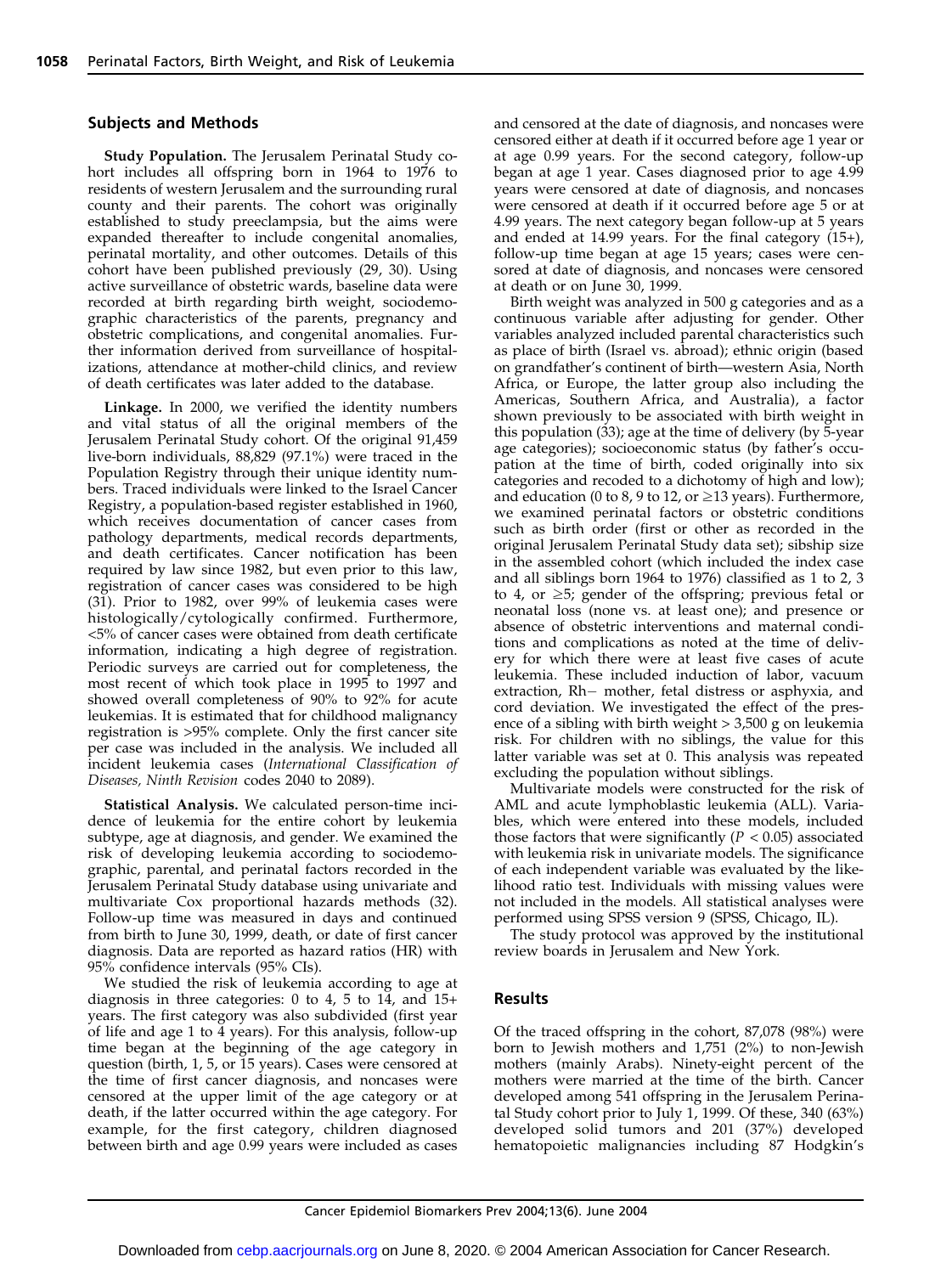## Subjects and Methods

**Study Population.** The Jerusalem Perinatal Study cohort includes all offspring born in 1964 to 1976 to residents of western Jerusalem and the surrounding rural county and their parents. The cohort was originally established to study preeclampsia, but the aims were expanded thereafter to include congenital anomalies, perinatal mortality, and other outcomes. Details of this cohort have been published previously (29, 30). Using active surveillance of obstetric wards, baseline data were recorded at birth regarding birth weight, sociodemographic characteristics of the parents, pregnancy and obstetric complications, and congenital anomalies. Further information derived from surveillance of hospitalizations, attendance at mother-child clinics, and review of death certificates was later added to the database.

**Linkage.** In 2000, we verified the identity numbers and vital status of all the original members of the Jerusalem Perinatal Study cohort. Of the original 91,459 live-born individuals, 88,829 (97.1%) were traced in the Population Registry through their unique identity numbers. Traced individuals were linked to the Israel Cancer Registry, a population-based register established in 1960, which receives documentation of cancer cases from pathology departments, medical records departments, and death certificates. Cancer notification has been required by law since 1982, but even prior to this law, registration of cancer cases was considered to be high (31). Prior to 1982, over 99% of leukemia cases were histologically/cytologically confirmed. Furthermore, <5% of cancer cases were obtained from death certificate information, indicating a high degree of registration. Periodic surveys are carried out for completeness, the most recent of which took place in 1995 to 1997 and showed overall completeness of 90% to 92% for acute leukemias. It is estimated that for childhood malignancy registration is >95% complete. Only the first cancer site per case was included in the analysis. We included all incident leukemia cases (*International Classification of Diseases, Ninth Revision* codes 2040 to 2089).

**Statistical Analysis.** We calculated person-time incidence of leukemia for the entire cohort by leukemia subtype, age at diagnosis, and gender. We examined the risk of developing leukemia according to sociodemographic, parental, and perinatal factors recorded in the Jerusalem Perinatal Study database using univariate and multivariate Cox proportional hazards methods (32). Follow-up time was measured in days and continued from birth to June 30, 1999, death, or date of first cancer diagnosis. Data are reported as hazard ratios (HR) with 95% confidence intervals (95% CIs).

We studied the risk of leukemia according to age at diagnosis in three categories: 0 to 4, 5 to 14, and 15+ years. The first category was also subdivided (first year of life and age 1 to 4 years). For this analysis, follow-up time began at the beginning of the age category in question (birth, 1, 5, or 15 years). Cases were censored at the time of first cancer diagnosis, and noncases were censored at the upper limit of the age category or at death, if the latter occurred within the age category. For example, for the first category, children diagnosed between birth and age 0.99 years were included as cases and censored at the date of diagnosis, and noncases were censored either at death if it occurred before age 1 year or at age 0.99 years. For the second category, follow-up began at age 1 year. Cases diagnosed prior to age 4.99 years were censored at date of diagnosis, and noncases were censored at death if it occurred before age 5 or at 4.99 years. The next category began follow-up at 5 years and ended at 14.99 years. For the final category (15+), follow-up time began at age 15 years; cases were censored at date of diagnosis, and noncases were censored at death or on June 30, 1999.

Birth weight was analyzed in 500 g categories and as a continuous variable after adjusting for gender. Other variables analyzed included parental characteristics such as place of birth (Israel vs. abroad); ethnic origin (based on grandfather's continent of birth—western Asia, North Africa, or Europe, the latter group also including the Americas, Southern Africa, and Australia), a factor shown previously to be associated with birth weight in this population (33); age at the time of delivery (by 5-year age categories); socioeconomic status (by father's occupation at the time of birth, coded originally into six categories and recoded to a dichotomy of high and low); and education (0 to 8, 9 to 12, or ≥13 years). Furthermore, we examined perinatal factors or obstetric conditions such as birth order (first or other as recorded in the original Jerusalem Perinatal Study data set); sibship size in the assembled cohort (which included the index case and all siblings born 1964 to 1976) classified as 1 to 2, 3 to 4, or ≥5; gender of the offspring; previous fetal or neonatal loss (none vs. at least one); and presence or absence of obstetric interventions and maternal conditions and complications as noted at the time of delivery for which there were at least five cases of acute leukemia. These included induction of labor, vacuum extraction, Rh− mother, fetal distress or asphyxia, and cord deviation. We investigated the effect of the presence of a sibling with birth weight > 3,500 g on leukemia risk. For children with no siblings, the value for this latter variable was set at 0. This analysis was repeated excluding the population without siblings.

Multivariate models were constructed for the risk of AML and acute lymphoblastic leukemia (ALL). Variables, which were entered into these models, included those factors that were significantly ($P < 0.05$) associated with leukemia risk in univariate models. The significance of each independent variable was evaluated by the likelihood ratio test. Individuals with missing values were not included in the models. All statistical analyses were performed using SPSS version 9 (SPSS, Chicago, IL).

The study protocol was approved by the institutional review boards in Jerusalem and New York.

## Results

Of the traced offspring in the cohort, 87,078 (98%) were born to Jewish mothers and 1,751 (2%) to non-Jewish mothers (mainly Arabs). Ninety-eight percent of the mothers were married at the time of the birth. Cancer developed among 541 offspring in the Jerusalem Perinatal Study cohort prior to July 1, 1999. Of these, 340 (63%) developed solid tumors and 201 (37%) developed hematopoietic malignancies including 87 Hodgkin's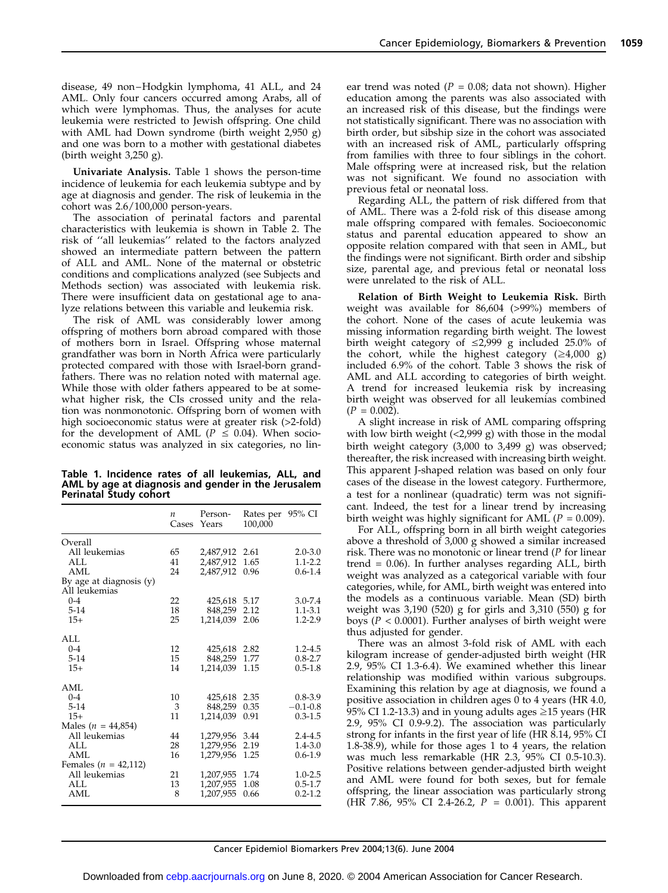disease, 49 non–Hodgkin lymphoma, 41 ALL, and 24 AML. Only four cancers occurred among Arabs, all of which were lymphomas. Thus, the analyses for acute leukemia were restricted to Jewish offspring. One child with AML had Down syndrome (birth weight 2,950 g) and one was born to a mother with gestational diabetes (birth weight 3,250 g).

**Univariate Analysis.** Table 1 shows the person-time incidence of leukemia for each leukemia subtype and by age at diagnosis and gender. The risk of leukemia in the cohort was 2.6/100,000 person-years.

The association of perinatal factors and parental characteristics with leukemia is shown in Table 2. The risk of ''all leukemias'' related to the factors analyzed showed an intermediate pattern between the pattern of ALL and AML. None of the maternal or obstetric conditions and complications analyzed (see Subjects and Methods section) was associated with leukemia risk. There were insufficient data on gestational age to analyze relations between this variable and leukemia risk.

The risk of AML was considerably lower among offspring of mothers born abroad compared with those of mothers born in Israel. Offspring whose maternal grandfather was born in North Africa were particularly protected compared with those with Israel-born grandfathers. There was no relation noted with maternal age. While those with older fathers appeared to be at somewhat higher risk, the CIs crossed unity and the relation was nonmonotonic. Offspring born of women with high socioeconomic status were at greater risk (>2-fold) for the development of AML ($P \leq 0.04$). When socioeconomic status was analyzed in six categories, no linear trend was noted ($P = 0.08$; data not shown). Higher education among the parents was also associated with an increased risk of this disease, but the findings were not statistically significant. There was no association with birth order, but sibship size in the cohort was associated with an increased risk of AML, particularly offspring from families with three to four siblings in the cohort. Male offspring were at increased risk, but the relation was not significant. We found no association with previous fetal or neonatal loss.

Regarding ALL, the pattern of risk differed from that of AML. There was a 2-fold risk of this disease among male offspring compared with females. Socioeconomic status and parental education appeared to show an opposite relation compared with that seen in AML, but the findings were not significant. Birth order and sibship size, parental age, and previous fetal or neonatal loss were unrelated to the risk of ALL.

**Table 1. Incidence rates of all leukemias, ALL, and AML by age at diagnosis and gender in the Jerusalem Perinatal Study cohort**

| | *n* Cases | Person-Years | Rates per 100,000 | 95% CI |
|---|---|---|---|---|
| Overall | | | | |
| All leukemias | 65 | 2,487,912 | 2.61 | 2.0-3.0 |
| ALL | 41 | 2,487,912 | 1.65 | 1.1-2.2 |
| AML | 24 | 2,487,912 | 0.96 | 0.6-1.4 |
| By age at diagnosis (y) | | | | |
| All leukemias | | | | |
| 0-4 | 22 | 425,618 | 5.17 | 3.0-7.4 |
| 5-14 | 18 | 848,259 | 2.12 | 1.1-3.1 |
| 15+ | 25 | 1,214,039 | 2.06 | 1.2-2.9 |
| ALL | | | | |
| 0-4 | 12 | 425,618 | 2.82 | 1.2-4.5 |
| 5-14 | 15 | 848,259 | 1.77 | 0.8-2.7 |
| 15+ | 14 | 1,214,039 | 1.15 | 0.5-1.8 |
| AML | | | | |
| 0-4 | 10 | 425,618 | 2.35 | 0.8-3.9 |
| 5-14 | 3 | 848,259 | 0.35 | −0.1-0.8 |
| 15+ | 11 | 1,214,039 | 0.91 | 0.3-1.5 |
| Males ($n$ = 44,854) | | | | |
| All leukemias | 44 | 1,279,956 | 3.44 | 2.4-4.5 |
| ALL | 28 | 1,279,956 | 2.19 | 1.4-3.0 |
| AML | 16 | 1,279,956 | 1.25 | 0.6-1.9 |
| Females ($n$ = 42,112) | | | | |
| All leukemias | 21 | 1,207,955 | 1.74 | 1.0-2.5 |
| ALL | 13 | 1,207,955 | 1.08 | 0.5-1.7 |
| AML | 8 | 1,207,955 | 0.66 | 0.2-1.2 |

**Relation of Birth Weight to Leukemia Risk.** Birth weight was available for 86,604 (>99%) members of the cohort. None of the cases of acute leukemia was missing information regarding birth weight. The lowest birth weight category of ≤2,999 g included 25.0% of the cohort, while the highest category (≥4,000 g) included 6.9% of the cohort. Table 3 shows the risk of AML and ALL according to categories of birth weight. A trend for increased leukemia risk by increasing birth weight was observed for all leukemias combined ($P = 0.002$).

A slight increase in risk of AML comparing offspring with low birth weight (<2,999 g) with those in the modal birth weight category (3,000 to 3,499 g) was observed; thereafter, the risk increased with increasing birth weight. This apparent J-shaped relation was based on only four cases of the disease in the lowest category. Furthermore, a test for a nonlinear (quadratic) term was not significant. Indeed, the test for a linear trend by increasing birth weight was highly significant for AML ($P = 0.009$).

For ALL, offspring born in all birth weight categories above a threshold of 3,000 g showed a similar increased risk. There was no monotonic or linear trend ($P$ for linear trend = 0.06). In further analyses regarding ALL, birth weight was analyzed as a categorical variable with four categories, while, for AML, birth weight was entered into the models as a continuous variable. Mean (SD) birth weight was 3,190 (520) g for girls and 3,310 (550) g for boys ($P < 0.0001$). Further analyses of birth weight were thus adjusted for gender.

There was an almost 3-fold risk of AML with each kilogram increase of gender-adjusted birth weight (HR 2.9, 95% CI 1.3-6.4). We examined whether this linear relationship was modified within various subgroups. Examining this relation by age at diagnosis, we found a positive association in children ages 0 to 4 years (HR 4.0, 95% CI 1.2-13.3) and in young adults ages ≥15 years (HR 2.9, 95% CI 0.9-9.2). The association was particularly strong for infants in the first year of life (HR 8.14, 95% CI 1.8-38.9), while for those ages 1 to 4 years, the relation was much less remarkable (HR 2.3, 95% CI 0.5-10.3). Positive relations between gender-adjusted birth weight and AML were found for both sexes, but for female offspring, the linear association was particularly strong (HR 7.86, 95% CI 2.4-26.2, $P = 0.001$). This apparent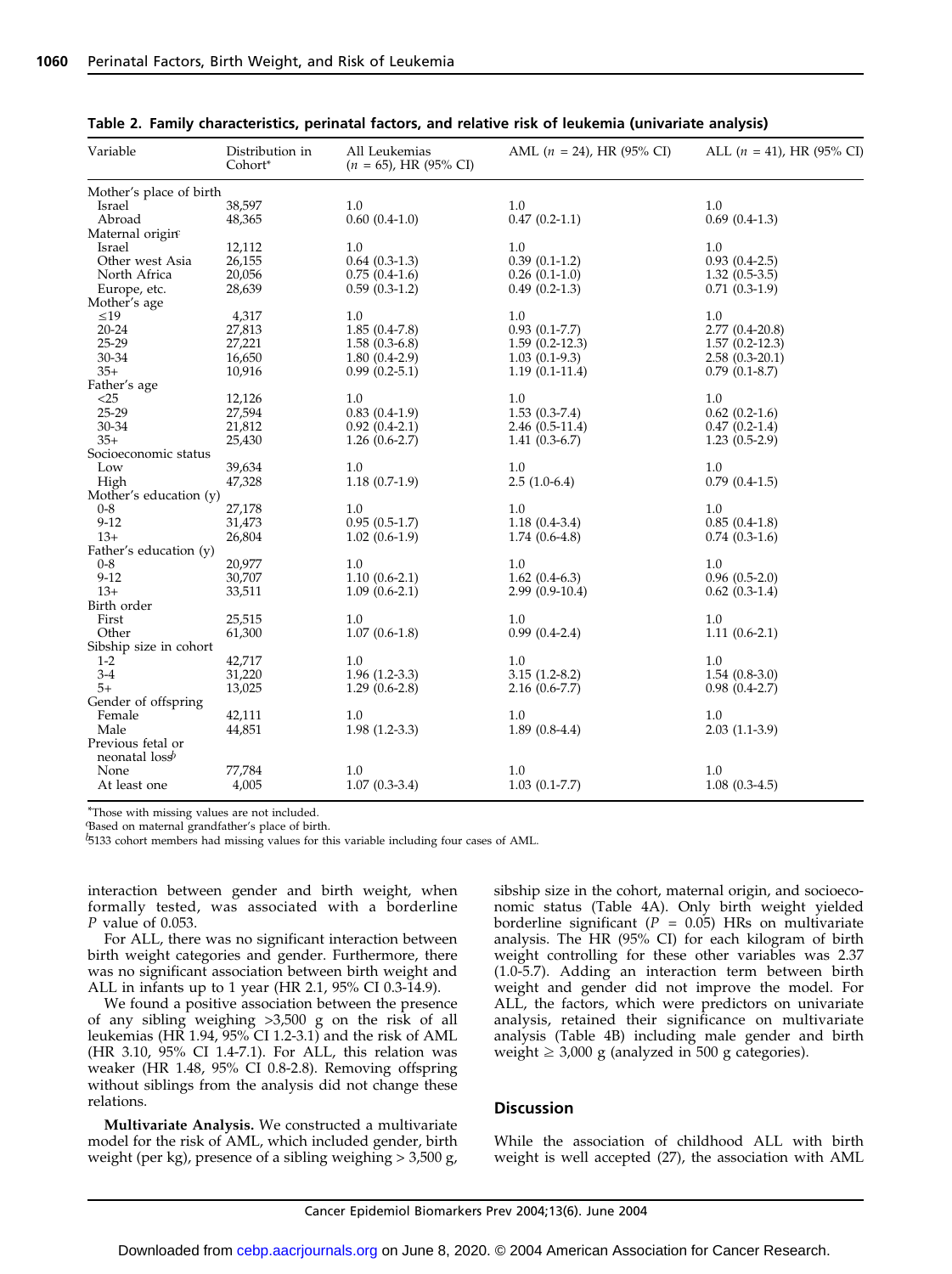**Table 2. Family characteristics, perinatal factors, and relative risk of leukemia (univariate analysis)**

| Variable | Distribution in Cohort* | All Leukemias ($n$ = 65), HR (95% CI) | AML ($n$ = 24), HR (95% CI) | ALL ($n$ = 41), HR (95% CI) |
|---|---|---|---|---|
| Mother's place of birth | | | | |
| Israel | 38,597 | 1.0 | 1.0 | 1.0 |
| Abroad | 48,365 | 0.60 (0.4-1.0) | 0.47 (0.2-1.1) | 0.69 (0.4-1.3) |
| Maternal origin[c] | | | | |
| Israel | 12,112 | 1.0 | 1.0 | 1.0 |
| Other west Asia | 26,155 | 0.64 (0.3-1.3) | 0.39 (0.1-1.2) | 0.93 (0.4-2.5) |
| North Africa | 20,056 | 0.75 (0.4-1.6) | 0.26 (0.1-1.0) | 1.32 (0.5-3.5) |
| Europe, etc. | 28,639 | 0.59 (0.3-1.2) | 0.49 (0.2-1.3) | 0.71 (0.3-1.9) |
| Mother's age | | | | |
| ≤19 | 4,317 | 1.0 | 1.0 | 1.0 |
| 20-24 | 27,813 | 1.85 (0.4-7.8) | 0.93 (0.1-7.7) | 2.77 (0.4-20.8) |
| 25-29 | 27,221 | 1.58 (0.3-6.8) | 1.59 (0.2-12.3) | 1.57 (0.2-12.3) |
| 30-34 | 16,650 | 1.80 (0.4-2.9) | 1.03 (0.1-9.3) | 2.58 (0.3-20.1) |
| 35+ | 10,916 | 0.99 (0.2-5.1) | 1.19 (0.1-11.4) | 0.79 (0.1-8.7) |
| Father's age | | | | |
| <25 | 12,126 | 1.0 | 1.0 | 1.0 |
| 25-29 | 27,594 | 0.83 (0.4-1.9) | 1.53 (0.3-7.4) | 0.62 (0.2-1.6) |
| 30-34 | 21,812 | 0.92 (0.4-2.1) | 2.46 (0.5-11.4) | 0.47 (0.2-1.4) |
| 35+ | 25,430 | 1.26 (0.6-2.7) | 1.41 (0.3-6.7) | 1.23 (0.5-2.9) |
| Socioeconomic status | | | | |
| Low | 39,634 | 1.0 | 1.0 | 1.0 |
| High | 47,328 | 1.18 (0.7-1.9) | 2.5 (1.0-6.4) | 0.79 (0.4-1.5) |
| Mother's education (y) | | | | |
| 0-8 | 27,178 | 1.0 | 1.0 | 1.0 |
| 9-12 | 31,473 | 0.95 (0.5-1.7) | 1.18 (0.4-3.4) | 0.85 (0.4-1.8) |
| 13+ | 26,804 | 1.02 (0.6-1.9) | 1.74 (0.6-4.8) | 0.74 (0.3-1.6) |
| Father's education (y) | | | | |
| 0-8 | 20,977 | 1.0 | 1.0 | 1.0 |
| 9-12 | 30,707 | 1.10 (0.6-2.1) | 1.62 (0.4-6.3) | 0.96 (0.5-2.0) |
| 13+ | 33,511 | 1.09 (0.6-2.1) | 2.99 (0.9-10.4) | 0.62 (0.3-1.4) |
| Birth order | | | | |
| First | 25,515 | 1.0 | 1.0 | 1.0 |
| Other | 61,300 | 1.07 (0.6-1.8) | 0.99 (0.4-2.4) | 1.11 (0.6-2.1) |
| Sibship size in cohort | | | | |
| 1-2 | 42,717 | 1.0 | 1.0 | 1.0 |
| 3-4 | 31,220 | 1.96 (1.2-3.3) | 3.15 (1.2-8.2) | 1.54 (0.8-3.0) |
| 5+ | 13,025 | 1.29 (0.6-2.8) | 2.16 (0.6-7.7) | 0.98 (0.4-2.7) |
| Gender of offspring | | | | |
| Female | 42,111 | 1.0 | 1.0 | 1.0 |
| Male | 44,851 | 1.98 (1.2-3.3) | 1.89 (0.8-4.4) | 2.03 (1.1-3.9) |
| Previous fetal or neonatal loss[b] | | | | |
| None | 77,784 | 1.0 | 1.0 | 1.0 |
| At least one | 4,005 | 1.07 (0.3-3.4) | 1.03 (0.1-7.7) | 1.08 (0.3-4.5) |

*Those with missing values are not included.
[c]Based on maternal grandfather's place of birth.
[b]5133 cohort members had missing values for this variable including four cases of AML.

interaction between gender and birth weight, when formally tested, was associated with a borderline $P$ value of 0.053.

For ALL, there was no significant interaction between birth weight categories and gender. Furthermore, there was no significant association between birth weight and ALL in infants up to 1 year (HR 2.1, 95% CI 0.3-14.9).

We found a positive association between the presence of any sibling weighing >3,500 g on the risk of all leukemias (HR 1.94, 95% CI 1.2-3.1) and the risk of AML (HR 3.10, 95% CI 1.4-7.1). For ALL, this relation was weaker (HR 1.48, 95% CI 0.8-2.8). Removing offspring without siblings from the analysis did not change these relations.

**Multivariate Analysis.** We constructed a multivariate model for the risk of AML, which included gender, birth weight (per kg), presence of a sibling weighing > 3,500 g, sibship size in the cohort, maternal origin, and socioeconomic status (Table 4A). Only birth weight yielded borderline significant ($P$ = 0.05) HRs on multivariate analysis. The HR (95% CI) for each kilogram of birth weight controlling for these other variables was 2.37 (1.0-5.7). Adding an interaction term between birth weight and gender did not improve the model. For ALL, the factors, which were predictors on univariate analysis, retained their significance on multivariate analysis (Table 4B) including male gender and birth weight ≥ 3,000 g (analyzed in 500 g categories).

## Discussion

While the association of childhood ALL with birth weight is well accepted (27), the association with AML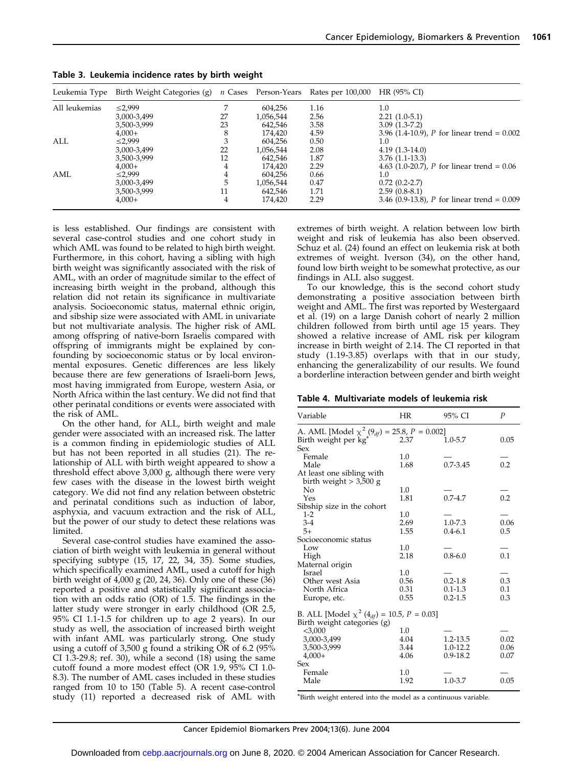**Table 3. Leukemia incidence rates by birth weight**

| Leukemia Type | Birth Weight Categories (g) | *n* Cases | Person-Years | Rates per 100,000 | HR (95% CI) |
|---|---|---|---|---|---|
| All leukemias | ≤2,999 | 7 | 604,256 | 1.16 | 1.0 |
| | 3,000-3,499 | 27 | 1,056,544 | 2.56 | 2.21 (1.0-5.1) |
| | 3,500-3,999 | 23 | 642,546 | 3.58 | 3.09 (1.3-7.2) |
| | 4,000+ | 8 | 174,420 | 4.59 | 3.96 (1.4-10.9), *P* for linear trend = 0.002 |
| ALL | ≤2,999 | 3 | 604,256 | 0.50 | 1.0 |
| | 3,000-3,499 | 22 | 1,056,544 | 2.08 | 4.19 (1.3-14.0) |
| | 3,500-3,999 | 12 | 642,546 | 1.87 | 3.76 (1.1-13.3) |
| | 4,000+ | 4 | 174,420 | 2.29 | 4.63 (1.0-20.7), *P* for linear trend = 0.06 |
| AML | ≤2,999 | 4 | 604,256 | 0.66 | 1.0 |
| | 3,000-3,499 | 5 | 1,056,544 | 0.47 | 0.72 (0.2-2.7) |
| | 3,500-3,999 | 11 | 642,546 | 1.71 | 2.59 (0.8-8.1) |
| | 4,000+ | 4 | 174,420 | 2.29 | 3.46 (0.9-13.8), *P* for linear trend = 0.009 |

is less established. Our findings are consistent with several case-control studies and one cohort study in which AML was found to be related to high birth weight. Furthermore, in this cohort, having a sibling with high birth weight was significantly associated with the risk of AML, with an order of magnitude similar to the effect of increasing birth weight in the proband, although this relation did not retain its significance in multivariate analysis. Socioeconomic status, maternal ethnic origin, and sibship size were associated with AML in univariate but not multivariate analysis. The higher risk of AML among offspring of native-born Israelis compared with offspring of immigrants might be explained by confounding by socioeconomic status or by local environmental exposures. Genetic differences are less likely because there are few generations of Israeli-born Jews, most having immigrated from Europe, western Asia, or North Africa within the last century. We did not find that other perinatal conditions or events were associated with the risk of AML.

On the other hand, for ALL, birth weight and male gender were associated with an increased risk. The latter is a common finding in epidemiologic studies of ALL but has not been reported in all studies (21). The relationship of ALL with birth weight appeared to show a threshold effect above 3,000 g, although there were very few cases with the disease in the lowest birth weight category. We did not find any relation between obstetric and perinatal conditions such as induction of labor, asphyxia, and vacuum extraction and the risk of ALL, but the power of our study to detect these relations was limited.

Several case-control studies have examined the association of birth weight with leukemia in general without specifying subtype (15, 17, 22, 34, 35). Some studies, which specifically examined AML, used a cutoff for high birth weight of 4,000 g (20, 24, 36). Only one of these (36) reported a positive and statistically significant association with an odds ratio (OR) of 1.5. The findings in the latter study were stronger in early childhood (OR 2.5, 95% CI 1.1-1.5 for children up to age 2 years). In our study as well, the association of increased birth weight with infant AML was particularly strong. One study using a cutoff of 3,500 g found a striking OR of 6.2 (95% CI 1.3-29.8; ref. 30), while a second (18) using the same cutoff found a more modest effect (OR 1.9, 95% CI 1.0-8.3). The number of AML cases included in these studies ranged from 10 to 150 (Table 5). A recent case-control study (11) reported a decreased risk of AML with extremes of birth weight. A relation between low birth weight and risk of leukemia has also been observed. Schuz et al. (24) found an effect on leukemia risk at both extremes of weight. Iverson (34), on the other hand, found low birth weight to be somewhat protective, as our findings in ALL also suggest.

To our knowledge, this is the second cohort study demonstrating a positive association between birth weight and AML. The first was reported by Westergaard et al. (19) on a large Danish cohort of nearly 2 million children followed from birth until age 15 years. They showed a relative increase of AML risk per kilogram increase in birth weight of 2.14. The CI reported in that study (1.19-3.85) overlaps with that in our study, enhancing the generalizability of our results. We found a borderline interaction between gender and birth weight

**Table 4. Multivariate models of leukemia risk**

| Variable | HR | 95% CI | *P* |
|---|---|---|---|
| A. AML [Model $\chi^2$ ($9_{df}$) = 25.8, *P* = 0.002] | | | |
| Birth weight per kg* | 2.37 | 1.0-5.7 | 0.05 |
| Sex | | | |
| Female | 1.0 | — | — |
| Male | 1.68 | 0.7-3.45 | 0.2 |
| At least one sibling with birth weight > 3,500 g | | | |
| No | 1.0 | — | — |
| Yes | 1.81 | 0.7-4.7 | 0.2 |
| Sibship size in the cohort | | | |
| 1-2 | 1.0 | — | — |
| 3-4 | 2.69 | 1.0-7.3 | 0.06 |
| 5+ | 1.55 | 0.4-6.1 | 0.5 |
| Socioeconomic status | | | |
| Low | 1.0 | — | — |
| High | 2.18 | 0.8-6.0 | 0.1 |
| Maternal origin | | | |
| Israel | 1.0 | — | — |
| Other west Asia | 0.56 | 0.2-1.8 | 0.3 |
| North Africa | 0.31 | 0.1-1.3 | 0.1 |
| Europe, etc. | 0.55 | 0.2-1.5 | 0.3 |
| B. ALL [Model $\chi^2$ ($4_{df}$) = 10.5, *P* = 0.03] | | | |
| Birth weight categories (g) | | | |
| <3,000 | 1.0 | — | — |
| 3,000-3,499 | 4.04 | 1.2-13.5 | 0.02 |
| 3,500-3,999 | 3.44 | 1.0-12.2 | 0.06 |
| 4,000+ | 4.06 | 0.9-18.2 | 0.07 |
| Sex | | | |
| Female | 1.0 | — | — |
| Male | 1.92 | 1.0-3.7 | 0.05 |

*Birth weight entered into the model as a continuous variable.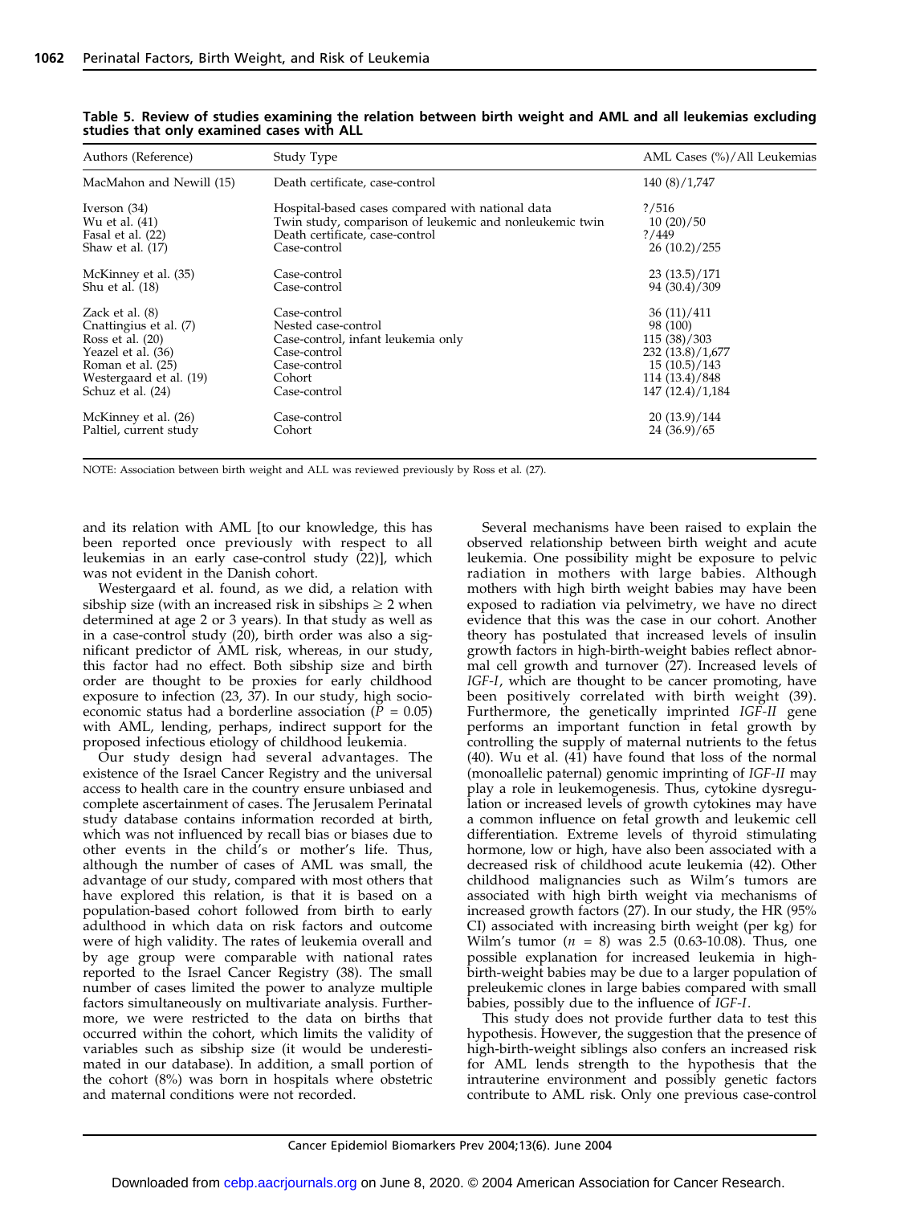**Table 5. Review of studies examining the relation between birth weight and AML and all leukemias excluding studies that only examined cases with ALL**

| Authors (Reference) | Study Type | AML Cases (%)/All Leukemias |
|---|---|---|
| MacMahon and Newill (15) | Death certificate, case-control | 140 (8)/1,747 |
| Iverson (34) | Hospital-based cases compared with national data | ?/516 |
| Wu et al. (41) | Twin study, comparison of leukemic and nonleukemic twin | 10 (20)/50 |
| Fasal et al. (22) | Death certificate, case-control | ?/449 |
| Shaw et al. (17) | Case-control | 26 (10.2)/255 |
| McKinney et al. (35) | Case-control | 23 (13.5)/171 |
| Shu et al. (18) | Case-control | 94 (30.4)/309 |
| Zack et al. (8) | Case-control | 36 (11)/411 |
| Cnattingius et al. (7) | Nested case-control | 98 (100) |
| Ross et al. (20) | Case-control, infant leukemia only | 115 (38)/303 |
| Yeazel et al. (36) | Case-control | 232 (13.8)/1,677 |
| Roman et al. (25) | Case-control | 15 (10.5)/143 |
| Westergaard et al. (19) | Cohort | 114 (13.4)/848 |
| Schuz et al. (24) | Case-control | 147 (12.4)/1,184 |
| McKinney et al. (26) | Case-control | 20 (13.9)/144 |
| Paltiel, current study | Cohort | 24 (36.9)/65 |

NOTE: Association between birth weight and ALL was reviewed previously by Ross et al. (27).

and its relation with AML [to our knowledge, this has been reported once previously with respect to all leukemias in an early case-control study (22)], which was not evident in the Danish cohort.

Westergaard et al. found, as we did, a relation with sibship size (with an increased risk in sibships $\geq 2$ when determined at age 2 or 3 years). In that study as well as in a case-control study (20), birth order was also a significant predictor of AML risk, whereas, in our study, this factor had no effect. Both sibship size and birth order are thought to be proxies for early childhood exposure to infection (23, 37). In our study, high socioeconomic status had a borderline association ($P = 0.05$) with AML, lending, perhaps, indirect support for the proposed infectious etiology of childhood leukemia.

Our study design had several advantages. The existence of the Israel Cancer Registry and the universal access to health care in the country ensure unbiased and complete ascertainment of cases. The Jerusalem Perinatal study database contains information recorded at birth, which was not influenced by recall bias or biases due to other events in the child's or mother's life. Thus, although the number of cases of AML was small, the advantage of our study, compared with most others that have explored this relation, is that it is based on a population-based cohort followed from birth to early adulthood in which data on risk factors and outcome were of high validity. The rates of leukemia overall and by age group were comparable with national rates reported to the Israel Cancer Registry (38). The small number of cases limited the power to analyze multiple factors simultaneously on multivariate analysis. Furthermore, we were restricted to the data on births that occurred within the cohort, which limits the validity of variables such as sibship size (it would be underestimated in our database). In addition, a small portion of the cohort (8%) was born in hospitals where obstetric and maternal conditions were not recorded.

Several mechanisms have been raised to explain the observed relationship between birth weight and acute leukemia. One possibility might be exposure to pelvic radiation in mothers with large babies. Although mothers with high birth weight babies may have been exposed to radiation via pelvimetry, we have no direct evidence that this was the case in our cohort. Another theory has postulated that increased levels of insulin growth factors in high-birth-weight babies reflect abnormal cell growth and turnover (27). Increased levels of *IGF-I*, which are thought to be cancer promoting, have been positively correlated with birth weight (39). Furthermore, the genetically imprinted *IGF-II* gene performs an important function in fetal growth by controlling the supply of maternal nutrients to the fetus (40). Wu et al. (41) have found that loss of the normal (monoallelic paternal) genomic imprinting of *IGF-II* may play a role in leukemogenesis. Thus, cytokine dysregulation or increased levels of growth cytokines may have a common influence on fetal growth and leukemic cell differentiation. Extreme levels of thyroid stimulating hormone, low or high, have also been associated with a decreased risk of childhood acute leukemia (42). Other childhood malignancies such as Wilm's tumors are associated with high birth weight via mechanisms of increased growth factors (27). In our study, the HR (95% CI) associated with increasing birth weight (per kg) for Wilm's tumor ($n = 8$) was 2.5 (0.63-10.08). Thus, one possible explanation for increased leukemia in high-birth-weight babies may be due to a larger population of preleukemic clones in large babies compared with small babies, possibly due to the influence of *IGF-I*.

This study does not provide further data to test this hypothesis. However, the suggestion that the presence of high-birth-weight siblings also confers an increased risk for AML lends strength to the hypothesis that the intrauterine environment and possibly genetic factors contribute to AML risk. Only one previous case-control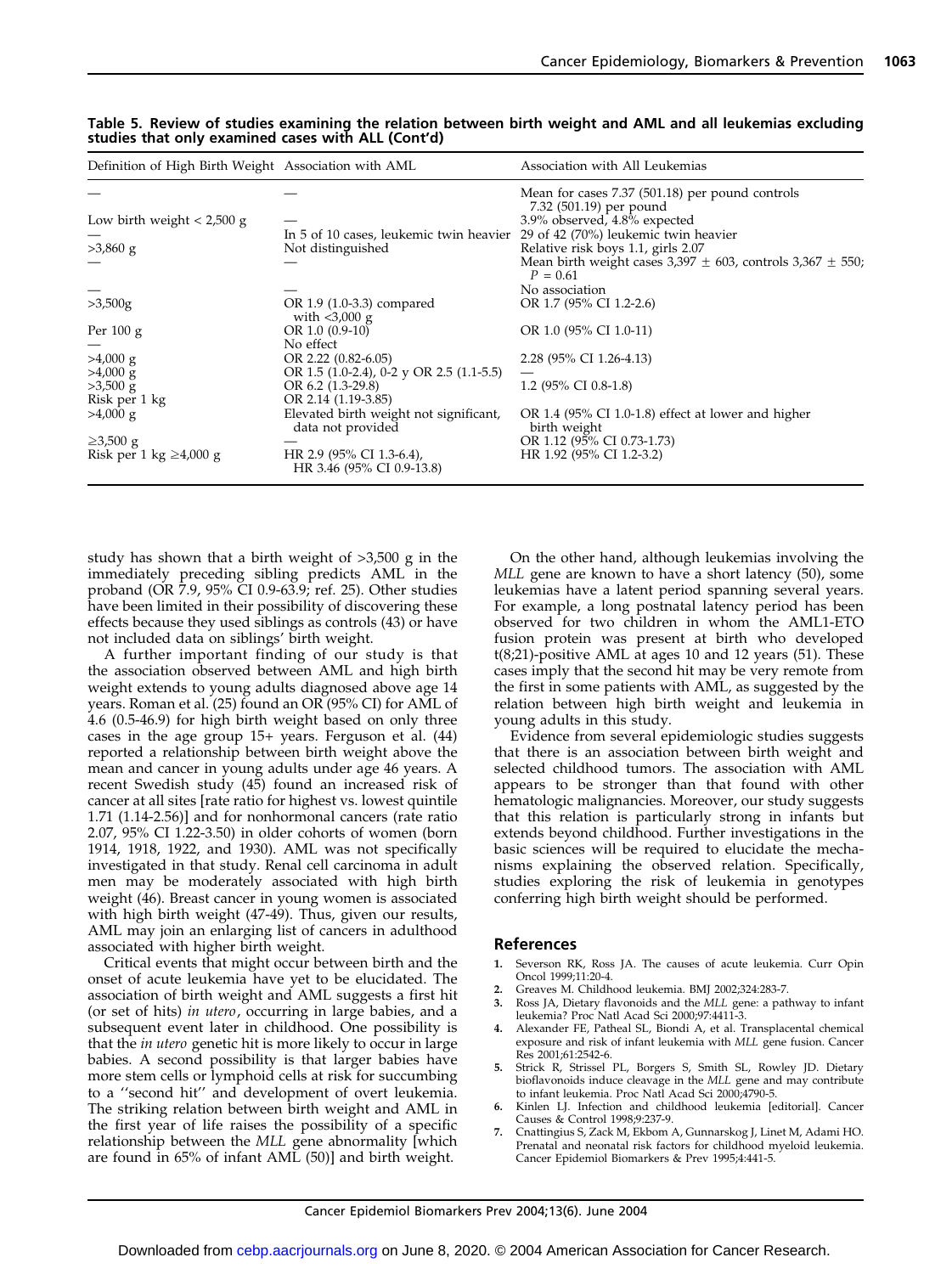**Table 5. Review of studies examining the relation between birth weight and AML and all leukemias excluding studies that only examined cases with ALL (Cont'd)**

| Definition of High Birth Weight | Association with AML | Association with All Leukemias |
|---|---|---|
| — | — | Mean for cases 7.37 (501.18) per pound controls 7.32 (501.19) per pound |
| Low birth weight < 2,500 g | — | 3.9% observed, 4.8% expected |
| — | In 5 of 10 cases, leukemic twin heavier | 29 of 42 (70%) leukemic twin heavier |
| >3,860 g | Not distinguished | Relative risk boys 1.1, girls 2.07 |
| — | — | Mean birth weight cases 3,397 ± 603, controls 3,367 ± 550; $P$ = 0.61 |
| — | — | No association |
| >3,500g | OR 1.9 (1.0-3.3) compared with <3,000 g | OR 1.7 (95% CI 1.2-2.6) |
| Per 100 g | OR 1.0 (0.9-10) | OR 1.0 (95% CI 1.0-11) |
| — | No effect | |
| >4,000 g | OR 2.22 (0.82-6.05) | 2.28 (95% CI 1.26-4.13) |
| >4,000 g | OR 1.5 (1.0-2.4), 0-2 y OR 2.5 (1.1-5.5) | — |
| >3,500 g | OR 6.2 (1.3-29.8) | 1.2 (95% CI 0.8-1.8) |
| Risk per 1 kg | OR 2.14 (1.19-3.85) | |
| >4,000 g | Elevated birth weight not significant, data not provided | OR 1.4 (95% CI 1.0-1.8) effect at lower and higher birth weight |
| ≥3,500 g | — | OR 1.12 (95% CI 0.73-1.73) |
| Risk per 1 kg ≥4,000 g | HR 2.9 (95% CI 1.3-6.4), HR 3.46 (95% CI 0.9-13.8) | HR 1.92 (95% CI 1.2-3.2) |

study has shown that a birth weight of >3,500 g in the immediately preceding sibling predicts AML in the proband (OR 7.9, 95% CI 0.9-63.9; ref. 25). Other studies have been limited in their possibility of discovering these effects because they used siblings as controls (43) or have not included data on siblings' birth weight.

A further important finding of our study is that the association observed between AML and high birth weight extends to young adults diagnosed above age 14 years. Roman et al. (25) found an OR (95% CI) for AML of 4.6 (0.5-46.9) for high birth weight based on only three cases in the age group 15+ years. Ferguson et al. (44) reported a relationship between birth weight above the mean and cancer in young adults under age 46 years. A recent Swedish study (45) found an increased risk of cancer at all sites [rate ratio for highest vs. lowest quintile 1.71 (1.14-2.56)] and for nonhormonal cancers (rate ratio 2.07, 95% CI 1.22-3.50) in older cohorts of women (born 1914, 1918, 1922, and 1930). AML was not specifically investigated in that study. Renal cell carcinoma in adult men may be moderately associated with high birth weight (46). Breast cancer in young women is associated with high birth weight (47-49). Thus, given our results, AML may join an enlarging list of cancers in adulthood associated with higher birth weight.

Critical events that might occur between birth and the onset of acute leukemia have yet to be elucidated. The association of birth weight and AML suggests a first hit (or set of hits) *in utero*, occurring in large babies, and a subsequent event later in childhood. One possibility is that the *in utero* genetic hit is more likely to occur in large babies. A second possibility is that larger babies have more stem cells or lymphoid cells at risk for succumbing to a ''second hit'' and development of overt leukemia. The striking relation between birth weight and AML in the first year of life raises the possibility of a specific relationship between the *MLL* gene abnormality [which are found in 65% of infant AML (50)] and birth weight.

On the other hand, although leukemias involving the *MLL* gene are known to have a short latency (50), some leukemias have a latent period spanning several years. For example, a long postnatal latency period has been observed for two children in whom the AML1-ETO fusion protein was present at birth who developed t(8;21)-positive AML at ages 10 and 12 years (51). These cases imply that the second hit may be very remote from the first in some patients with AML, as suggested by the relation between high birth weight and leukemia in young adults in this study.

Evidence from several epidemiologic studies suggests that there is an association between birth weight and selected childhood tumors. The association with AML appears to be stronger than that found with other hematologic malignancies. Moreover, our study suggests that this relation is particularly strong in infants but extends beyond childhood. Further investigations in the basic sciences will be required to elucidate the mechanisms explaining the observed relation. Specifically, studies exploring the risk of leukemia in genotypes conferring high birth weight should be performed.

## References

1. Severson RK, Ross JA. The causes of acute leukemia. Curr Opin Oncol 1999;11:20-4.
2. Greaves M. Childhood leukemia. BMJ 2002;324:283-7.
3. Ross JA, Dietary flavonoids and the *MLL* gene: a pathway to infant leukemia? Proc Natl Acad Sci 2000;97:4411-3.
4. Alexander FE, Patheal SL, Biondi A, et al. Transplacental chemical exposure and risk of infant leukemia with *MLL* gene fusion. Cancer Res 2001;61:2542-6.
5. Strick R, Strissel PL, Borgers S, Smith SL, Rowley JD. Dietary bioflavonoids induce cleavage in the *MLL* gene and may contribute to infant leukemia. Proc Natl Acad Sci 2000;4790-5.
6. Kinlen LJ. Infection and childhood leukemia [editorial]. Cancer Causes & Control 1998;9:237-9.
7. Cnattingius S, Zack M, Ekbom A, Gunnarskog J, Linet M, Adami HO. Prenatal and neonatal risk factors for childhood myeloid leukemia. Cancer Epidemiol Biomarkers & Prev 1995;4:441-5.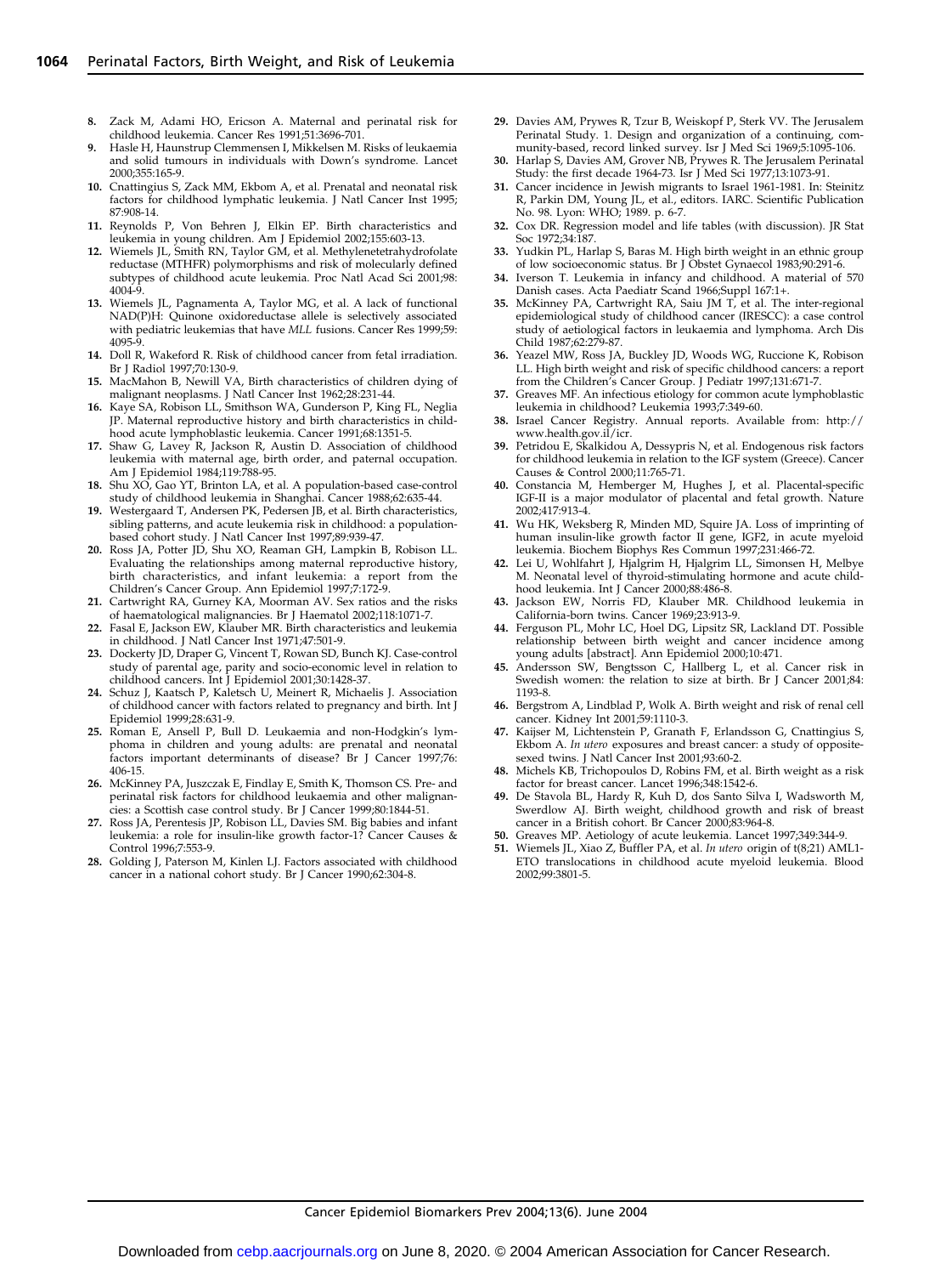8. Zack M, Adami HO, Ericson A. Maternal and perinatal risk for childhood leukemia. Cancer Res 1991;51:3696-701.
9. Hasle H, Haunstrup Clemmensen I, Mikkelsen M. Risks of leukaemia and solid tumours in individuals with Down's syndrome. Lancet 2000;355:165-9.
10. Cnattingius S, Zack MM, Ekbom A, et al. Prenatal and neonatal risk factors for childhood lymphatic leukemia. J Natl Cancer Inst 1995; 87:908-14.
11. Reynolds P, Von Behren J, Elkin EP. Birth characteristics and leukemia in young children. Am J Epidemiol 2002;155:603-13.
12. Wiemels JL, Smith RN, Taylor GM, et al. Methylenetetrahydrofolate reductase (MTHFR) polymorphisms and risk of molecularly defined subtypes of childhood acute leukemia. Proc Natl Acad Sci 2001;98: 4004-9.
13. Wiemels JL, Pagnamenta A, Taylor MG, et al. A lack of functional NAD(P)H: Quinone oxidoreductase allele is selectively associated with pediatric leukemias that have *MLL* fusions. Cancer Res 1999;59: 4095-9.
14. Doll R, Wakeford R. Risk of childhood cancer from fetal irradiation. Br J Radiol 1997;70:130-9.
15. MacMahon B, Newill VA, Birth characteristics of children dying of malignant neoplasms. J Natl Cancer Inst 1962;28:231-44.
16. Kaye SA, Robison LL, Smithson WA, Gunderson P, King FL, Neglia JP. Maternal reproductive history and birth characteristics in childhood acute lymphoblastic leukemia. Cancer 1991;68:1351-5.
17. Shaw G, Lavey R, Jackson R, Austin D. Association of childhood leukemia with maternal age, birth order, and paternal occupation. Am J Epidemiol 1984;119:788-95.
18. Shu XO, Gao YT, Brinton LA, et al. A population-based case-control study of childhood leukemia in Shanghai. Cancer 1988;62:635-44.
19. Westergaard T, Andersen PK, Pedersen JB, et al. Birth characteristics, sibling patterns, and acute leukemia risk in childhood: a population-based cohort study. J Natl Cancer Inst 1997;89:939-47.
20. Ross JA, Potter JD, Shu XO, Reaman GH, Lampkin B, Robison LL. Evaluating the relationships among maternal reproductive history, birth characteristics, and infant leukemia: a report from the Children's Cancer Group. Ann Epidemiol 1997;7:172-9.
21. Cartwright RA, Gurney KA, Moorman AV. Sex ratios and the risks of haematological malignancies. Br J Haematol 2002;118:1071-7.
22. Fasal E, Jackson EW, Klauber MR. Birth characteristics and leukemia in childhood. J Natl Cancer Inst 1971;47:501-9.
23. Dockerty JD, Draper G, Vincent T, Rowan SD, Bunch KJ. Case-control study of parental age, parity and socio-economic level in relation to childhood cancers. Int J Epidemiol 2001;30:1428-37.
24. Schuz J, Kaatsch P, Kaletsch U, Meinert R, Michaelis J. Association of childhood cancer with factors related to pregnancy and birth. Int J Epidemiol 1999;28:631-9.
25. Roman E, Ansell P, Bull D. Leukaemia and non-Hodgkin's lymphoma in children and young adults: are prenatal and neonatal factors important determinants of disease? Br J Cancer 1997;76: 406-15.
26. McKinney PA, Juszczak E, Findlay E, Smith K, Thomson CS. Pre- and perinatal risk factors for childhood leukaemia and other malignancies: a Scottish case control study. Br J Cancer 1999;80:1844-51.
27. Ross JA, Perentesis JP, Robison LL, Davies SM. Big babies and infant leukemia: a role for insulin-like growth factor-1? Cancer Causes & Control 1996;7:553-9.
28. Golding J, Paterson M, Kinlen LJ. Factors associated with childhood cancer in a national cohort study. Br J Cancer 1990;62:304-8.
29. Davies AM, Prywes R, Tzur B, Weiskopf P, Sterk VV. The Jerusalem Perinatal Study. 1. Design and organization of a continuing, community-based, record linked survey. Isr J Med Sci 1969;5:1095-106.
30. Harlap S, Davies AM, Grover NB, Prywes R. The Jerusalem Perinatal Study: the first decade 1964-73. Isr J Med Sci 1977;13:1073-91.
31. Cancer incidence in Jewish migrants to Israel 1961-1981. In: Steinitz R, Parkin DM, Young JL, et al., editors. IARC. Scientific Publication No. 98. Lyon: WHO; 1989. p. 6-7.
32. Cox DR. Regression model and life tables (with discussion). JR Stat Soc 1972;34:187.
33. Yudkin PL, Harlap S, Baras M. High birth weight in an ethnic group of low socioeconomic status. Br J Obstet Gynaecol 1983;90:291-6.
34. Iverson T. Leukemia in infancy and childhood. A material of 570 Danish cases. Acta Paediatr Scand 1966;Suppl 167:1+.
35. McKinney PA, Cartwright RA, Saiu JM T, et al. The inter-regional epidemiological study of childhood cancer (IRESCC): a case control study of aetiological factors in leukaemia and lymphoma. Arch Dis Child 1987;62:279-87.
36. Yeazel MW, Ross JA, Buckley JD, Woods WG, Ruccione K, Robison LL. High birth weight and risk of specific childhood cancers: a report from the Children's Cancer Group. J Pediatr 1997;131:671-7.
37. Greaves MF. An infectious etiology for common acute lymphoblastic leukemia in childhood? Leukemia 1993;7:349-60.
38. Israel Cancer Registry. Annual reports. Available from: http://www.health.gov.il/icr.
39. Petridou E, Skalkidou A, Dessypris N, et al. Endogenous risk factors for childhood leukemia in relation to the IGF system (Greece). Cancer Causes & Control 2000;11:765-71.
40. Constancia M, Hemberger M, Hughes J, et al. Placental-specific IGF-II is a major modulator of placental and fetal growth. Nature 2002;417:913-4.
41. Wu HK, Weksberg R, Minden MD, Squire JA. Loss of imprinting of human insulin-like growth factor II gene, IGF2, in acute myeloid leukemia. Biochem Biophys Res Commun 1997;231:466-72.
42. Lei U, Wohlfahrt J, Hjalgrim H, Hjalgrim LL, Simonsen H, Melbye M. Neonatal level of thyroid-stimulating hormone and acute childhood leukemia. Int J Cancer 2000;88:486-8.
43. Jackson EW, Norris FD, Klauber MR. Childhood leukemia in California-born twins. Cancer 1969;23:913-9.
44. Ferguson PL, Mohr LC, Hoel DG, Lipsitz SR, Lackland DT. Possible relationship between birth weight and cancer incidence among young adults [abstract]. Ann Epidemiol 2000;10:471.
45. Andersson SW, Bengtsson C, Hallberg L, et al. Cancer risk in Swedish women: the relation to size at birth. Br J Cancer 2001;84: 1193-8.
46. Bergstrom A, Lindblad P, Wolk A. Birth weight and risk of renal cell cancer. Kidney Int 2001;59:1110-3.
47. Kaijser M, Lichtenstein P, Granath F, Erlandsson G, Cnattingius S, Ekbom A. *In utero* exposures and breast cancer: a study of opposite-sexed twins. J Natl Cancer Inst 2001;93:60-2.
48. Michels KB, Trichopoulos D, Robins FM, et al. Birth weight as a risk factor for breast cancer. Lancet 1996;348:1542-6.
49. De Stavola BL, Hardy R, Kuh D, dos Santo Silva I, Wadsworth M, Swerdlow AJ. Birth weight, childhood growth and risk of breast cancer in a British cohort. Br Cancer 2000;83:964-8.
50. Greaves MP. Aetiology of acute leukemia. Lancet 1997;349:344-9.
51. Wiemels JL, Xiao Z, Buffler PA, et al. *In utero* origin of t(8;21) AML1-ETO translocations in childhood acute myeloid leukemia. Blood 2002;99:3801-5.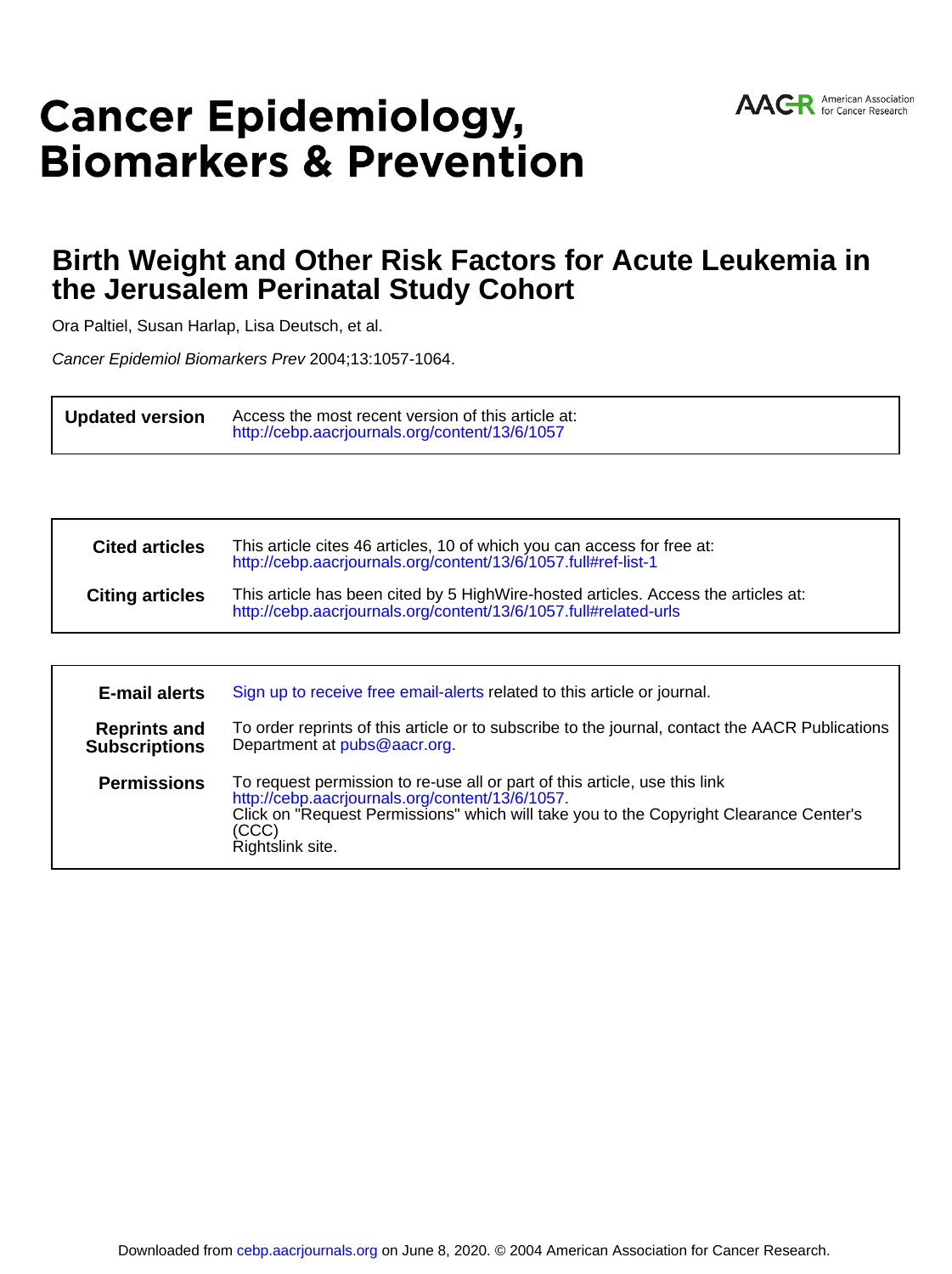# Cancer Epidemiology, Biomarkers & Prevention

AACR American Association for Cancer Research

## Birth Weight and Other Risk Factors for Acute Leukemia in the Jerusalem Perinatal Study Cohort

Ora Paltiel, Susan Harlap, Lisa Deutsch, et al.

*Cancer Epidemiol Biomarkers Prev* 2004;13:1057-1064.

| | |
|---|---|
| **Updated version** | Access the most recent version of this article at: http://cebp.aacrjournals.org/content/13/6/1057 |

| | |
|---|---|
| **Cited articles** | This article cites 46 articles, 10 of which you can access for free at: http://cebp.aacrjournals.org/content/13/6/1057.full#ref-list-1 |
| **Citing articles** | This article has been cited by 5 HighWire-hosted articles. Access the articles at: http://cebp.aacrjournals.org/content/13/6/1057.full#related-urls |

| | |
|---|---|
| **E-mail alerts** | Sign up to receive free email-alerts related to this article or journal. |
| **Reprints and Subscriptions** | To order reprints of this article or to subscribe to the journal, contact the AACR Publications Department at pubs@aacr.org. |
| **Permissions** | To request permission to re-use all or part of this article, use this link http://cebp.aacrjournals.org/content/13/6/1057. Click on "Request Permissions" which will take you to the Copyright Clearance Center's (CCC) Rightslink site. |

Downloaded from cebp.aacrjournals.org on June 8, 2020. © 2004 American Association for Cancer Research.